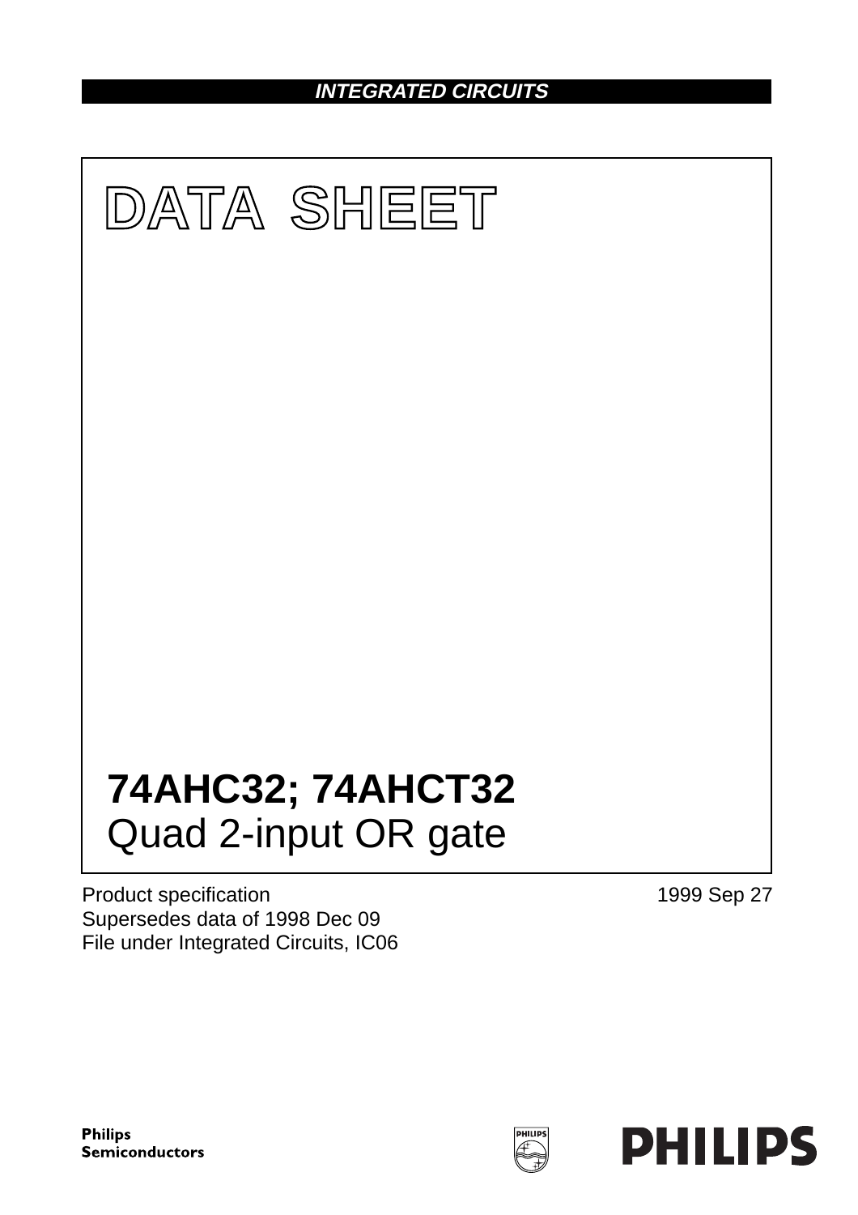**INTEGRATED CIRCUITS**

# DATA SHEET

# 74AHC32; 74AHCT32
## Quad 2-input OR gate

Product specification
Supersedes data of 1998 Dec 09
File under Integrated Circuits, IC06

1999 Sep 27

**Philips Semiconductors**

**PHILIPS**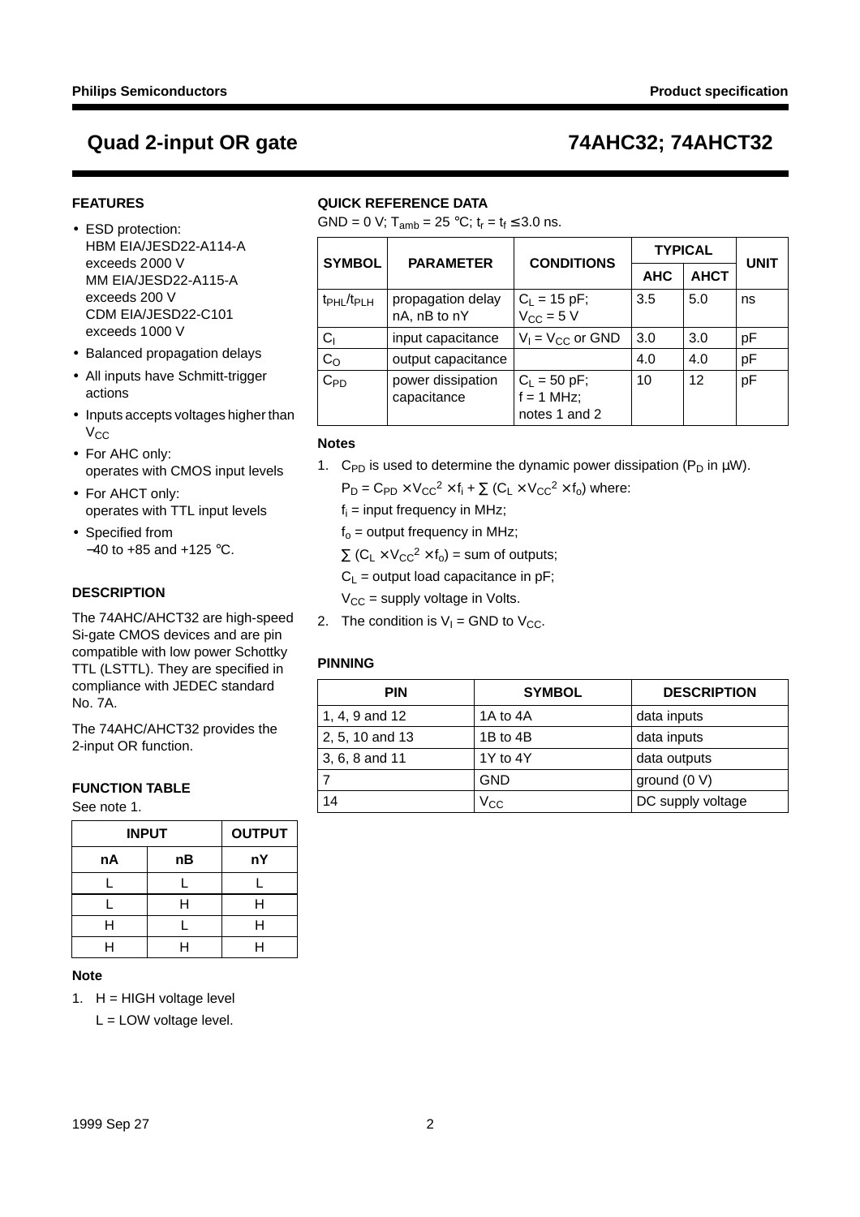# Quad 2-input OR gate — 74AHC32; 74AHCT32

## FEATURES

- ESD protection:
  HBM EIA/JESD22-A114-A exceeds 2000 V
  MM EIA/JESD22-A115-A exceeds 200 V
  CDM EIA/JESD22-C101 exceeds 1000 V
- Balanced propagation delays
- All inputs have Schmitt-trigger actions
- Inputs accepts voltages higher than $V_{CC}$
- For AHC only: operates with CMOS input levels
- For AHCT only: operates with TTL input levels
- Specified from −40 to +85 and +125 °C.

## DESCRIPTION

The 74AHC/AHCT32 are high-speed Si-gate CMOS devices and are pin compatible with low power Schottky TTL (LSTTL). They are specified in compliance with JEDEC standard No. 7A.

The 74AHC/AHCT32 provides the 2-input OR function.

## FUNCTION TABLE

See note 1.

| INPUT | | OUTPUT |
|---|---|---|
| nA | nB | nY |
| L | L | L |
| L | H | H |
| H | L | H |
| H | H | H |

**Note**

1. H = HIGH voltage level
   L = LOW voltage level.

## QUICK REFERENCE DATA

GND = 0 V; $T_{amb}$ = 25 °C; $t_r = t_f \leq 3.0$ ns.

| SYMBOL | PARAMETER | CONDITIONS | TYPICAL | | UNIT |
|---|---|---|---|---|---|
| | | | AHC | AHCT | |
| $t_{PHL}/t_{PLH}$ | propagation delay nA, nB to nY | $C_L$ = 15 pF; $V_{CC}$ = 5 V | 3.5 | 5.0 | ns |
| $C_I$ | input capacitance | $V_I = V_{CC}$ or GND | 3.0 | 3.0 | pF |
| $C_O$ | output capacitance | | 4.0 | 4.0 | pF |
| $C_{PD}$ | power dissipation capacitance | $C_L$ = 50 pF; f = 1 MHz; notes 1 and 2 | 10 | 12 | pF |

**Notes**

1. $C_{PD}$ is used to determine the dynamic power dissipation ($P_D$ in μW).
   $P_D = C_{PD} \times V_{CC}^2 \times f_i + \sum (C_L \times V_{CC}^2 \times f_o)$ where:
   $f_i$ = input frequency in MHz;
   $f_o$ = output frequency in MHz;
   $\sum (C_L \times V_{CC}^2 \times f_o)$ = sum of outputs;
   $C_L$ = output load capacitance in pF;
   $V_{CC}$ = supply voltage in Volts.
2. The condition is $V_I$ = GND to $V_{CC}$.

## PINNING

| PIN | SYMBOL | DESCRIPTION |
|---|---|---|
| 1, 4, 9 and 12 | 1A to 4A | data inputs |
| 2, 5, 10 and 13 | 1B to 4B | data inputs |
| 3, 6, 8 and 11 | 1Y to 4Y | data outputs |
| 7 | GND | ground (0 V) |
| 14 | $V_{CC}$ | DC supply voltage |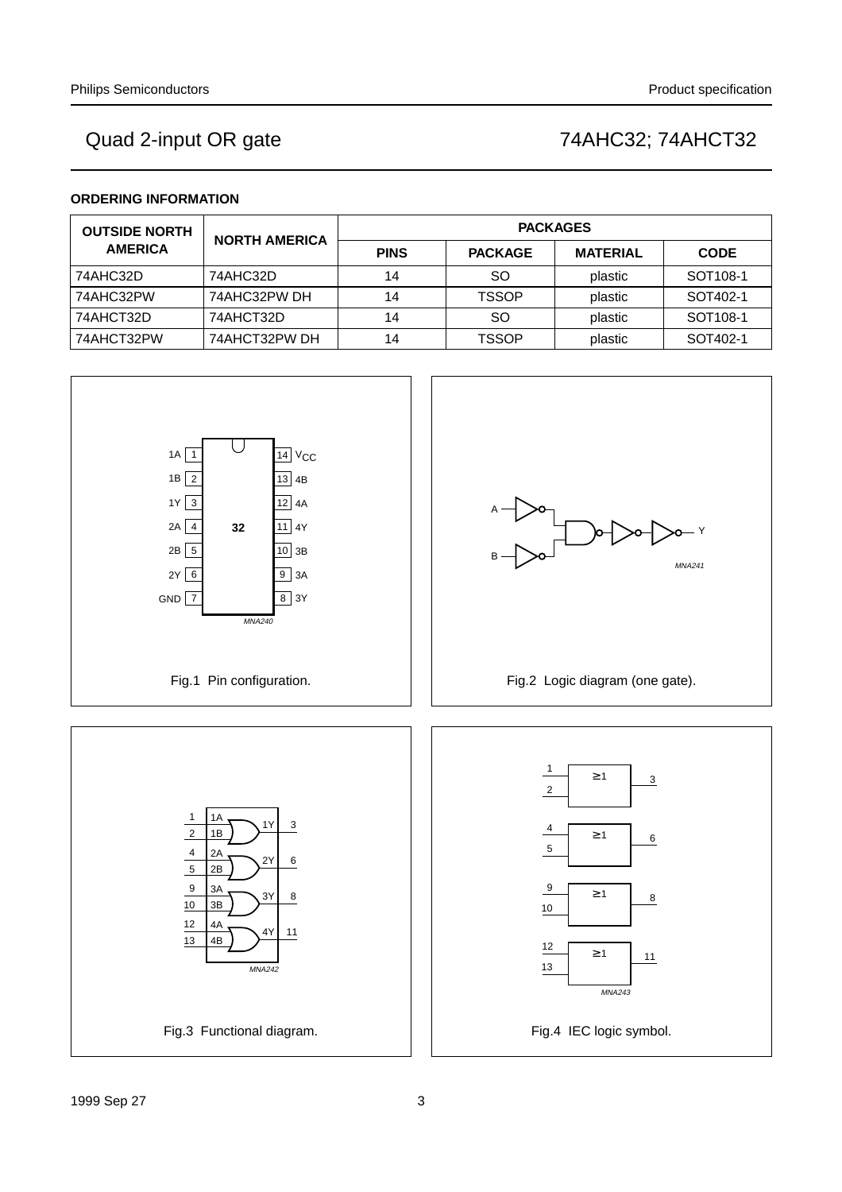# Quad 2-input OR gate — 74AHC32; 74AHCT32

### ORDERING INFORMATION

| OUTSIDE NORTH AMERICA | NORTH AMERICA | PACKAGES | | | |
|---|---|---|---|---|---|
| | | PINS | PACKAGE | MATERIAL | CODE |
| 74AHC32D | 74AHC32D | 14 | SO | plastic | SOT108-1 |
| 74AHC32PW | 74AHC32PW DH | 14 | TSSOP | plastic | SOT402-1 |
| 74AHCT32D | 74AHCT32D | 14 | SO | plastic | SOT108-1 |
| 74AHCT32PW | 74AHCT32PW DH | 14 | TSSOP | plastic | SOT402-1 |

Fig.1 Pin configuration.

Fig.2 Logic diagram (one gate).

Fig.3 Functional diagram.

Fig.4 IEC logic symbol.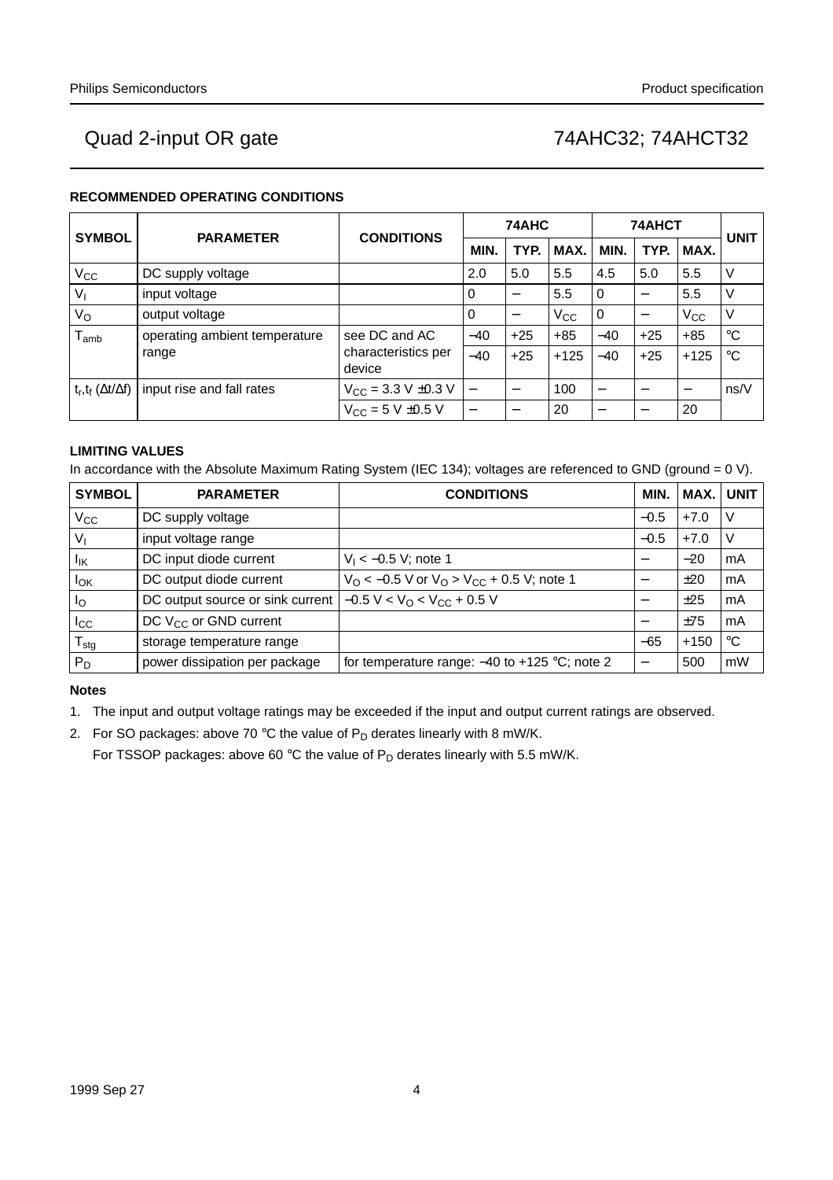# Quad 2-input OR gate — 74AHC32; 74AHCT32

### RECOMMENDED OPERATING CONDITIONS

| SYMBOL | PARAMETER | CONDITIONS | 74AHC | | | 74AHCT | | | UNIT |
|---|---|---|---|---|---|---|---|---|---|
| | | | MIN. | TYP. | MAX. | MIN. | TYP. | MAX. | |
| $V_{CC}$ | DC supply voltage | | 2.0 | 5.0 | 5.5 | 4.5 | 5.0 | 5.5 | V |
| $V_I$ | input voltage | | 0 | − | 5.5 | 0 | − | 5.5 | V |
| $V_O$ | output voltage | | 0 | − | $V_{CC}$ | 0 | − | $V_{CC}$ | V |
| $T_{amb}$ | operating ambient temperature range | see DC and AC characteristics per device | −40 | +25 | +85 | −40 | +25 | +85 | °C |
| | | | −40 | +25 | +125 | −40 | +25 | +125 | °C |
| $t_r,t_f$ ($\Delta t/\Delta f$) | input rise and fall rates | $V_{CC}$ = 3.3 V ±0.3 V | − | − | 100 | − | − | − | ns/V |
| | | $V_{CC}$ = 5 V ±0.5 V | − | − | 20 | − | − | 20 | |

### LIMITING VALUES

In accordance with the Absolute Maximum Rating System (IEC 134); voltages are referenced to GND (ground = 0 V).

| SYMBOL | PARAMETER | CONDITIONS | MIN. | MAX. | UNIT |
|---|---|---|---|---|---|
| $V_{CC}$ | DC supply voltage | | −0.5 | +7.0 | V |
| $V_I$ | input voltage range | | −0.5 | +7.0 | V |
| $I_{IK}$ | DC input diode current | $V_I$ < −0.5 V; note 1 | − | −20 | mA |
| $I_{OK}$ | DC output diode current | $V_O$ < −0.5 V or $V_O$ > $V_{CC}$ + 0.5 V; note 1 | − | ±20 | mA |
| $I_O$ | DC output source or sink current | −0.5 V < $V_O$ < $V_{CC}$ + 0.5 V | − | ±25 | mA |
| $I_{CC}$ | DC $V_{CC}$ or GND current | | − | ±75 | mA |
| $T_{stg}$ | storage temperature range | | −65 | +150 | °C |
| $P_D$ | power dissipation per package | for temperature range: −40 to +125 °C; note 2 | − | 500 | mW |

**Notes**

1. The input and output voltage ratings may be exceeded if the input and output current ratings are observed.
2. For SO packages: above 70 °C the value of $P_D$ derates linearly with 8 mW/K.

   For TSSOP packages: above 60 °C the value of $P_D$ derates linearly with 5.5 mW/K.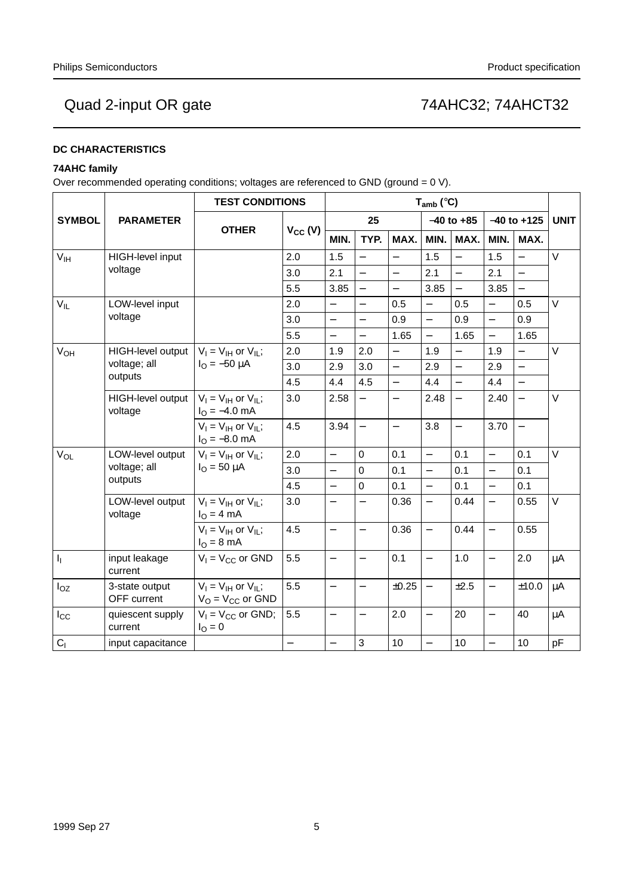## DC CHARACTERISTICS

### 74AHC family

Over recommended operating conditions; voltages are referenced to GND (ground = 0 V).

| SYMBOL | PARAMETER | TEST CONDITIONS | | $T_{amb}$ (°C) | | | | | | | UNIT |
|---|---|---|---|---|---|---|---|---|---|---|---|
| | | OTHER | $V_{CC}$ (V) | 25 | | | −40 to +85 | | −40 to +125 | | |
| | | | | MIN. | TYP. | MAX. | MIN. | MAX. | MIN. | MAX. | |
| $V_{IH}$ | HIGH-level input voltage | | 2.0 | 1.5 | − | − | 1.5 | − | 1.5 | − | V |
| | | | 3.0 | 2.1 | − | − | 2.1 | − | 2.1 | − | |
| | | | 5.5 | 3.85 | − | − | 3.85 | − | 3.85 | − | |
| $V_{IL}$ | LOW-level input voltage | | 2.0 | − | − | 0.5 | − | 0.5 | − | 0.5 | V |
| | | | 3.0 | − | − | 0.9 | − | 0.9 | − | 0.9 | |
| | | | 5.5 | − | − | 1.65 | − | 1.65 | − | 1.65 | |
| $V_{OH}$ | HIGH-level output voltage; all outputs | $V_I = V_{IH}$ or $V_{IL}$; $I_O = -50$ μA | 2.0 | 1.9 | 2.0 | − | 1.9 | − | 1.9 | − | V |
| | | | 3.0 | 2.9 | 3.0 | − | 2.9 | − | 2.9 | − | |
| | | | 4.5 | 4.4 | 4.5 | − | 4.4 | − | 4.4 | − | |
| | HIGH-level output voltage | $V_I = V_{IH}$ or $V_{IL}$; $I_O = -4.0$ mA | 3.0 | 2.58 | − | − | 2.48 | − | 2.40 | − | V |
| | | $V_I = V_{IH}$ or $V_{IL}$; $I_O = -8.0$ mA | 4.5 | 3.94 | − | − | 3.8 | − | 3.70 | − | |
| $V_{OL}$ | LOW-level output voltage; all outputs | $V_I = V_{IH}$ or $V_{IL}$; $I_O = 50$ μA | 2.0 | − | 0 | 0.1 | − | 0.1 | − | 0.1 | V |
| | | | 3.0 | − | 0 | 0.1 | − | 0.1 | − | 0.1 | |
| | | | 4.5 | − | 0 | 0.1 | − | 0.1 | − | 0.1 | |
| | LOW-level output voltage | $V_I = V_{IH}$ or $V_{IL}$; $I_O = 4$ mA | 3.0 | − | − | 0.36 | − | 0.44 | − | 0.55 | V |
| | | $V_I = V_{IH}$ or $V_{IL}$; $I_O = 8$ mA | 4.5 | − | − | 0.36 | − | 0.44 | − | 0.55 | |
| $I_I$ | input leakage current | $V_I = V_{CC}$ or GND | 5.5 | − | − | 0.1 | − | 1.0 | − | 2.0 | μA |
| $I_{OZ}$ | 3-state output OFF current | $V_I = V_{IH}$ or $V_{IL}$; $V_O = V_{CC}$ or GND | 5.5 | − | − | ±0.25 | − | ±2.5 | − | ±10.0 | μA |
| $I_{CC}$ | quiescent supply current | $V_I = V_{CC}$ or GND; $I_O = 0$ | 5.5 | − | − | 2.0 | − | 20 | − | 40 | μA |
| $C_I$ | input capacitance | | − | − | 3 | 10 | − | 10 | − | 10 | pF |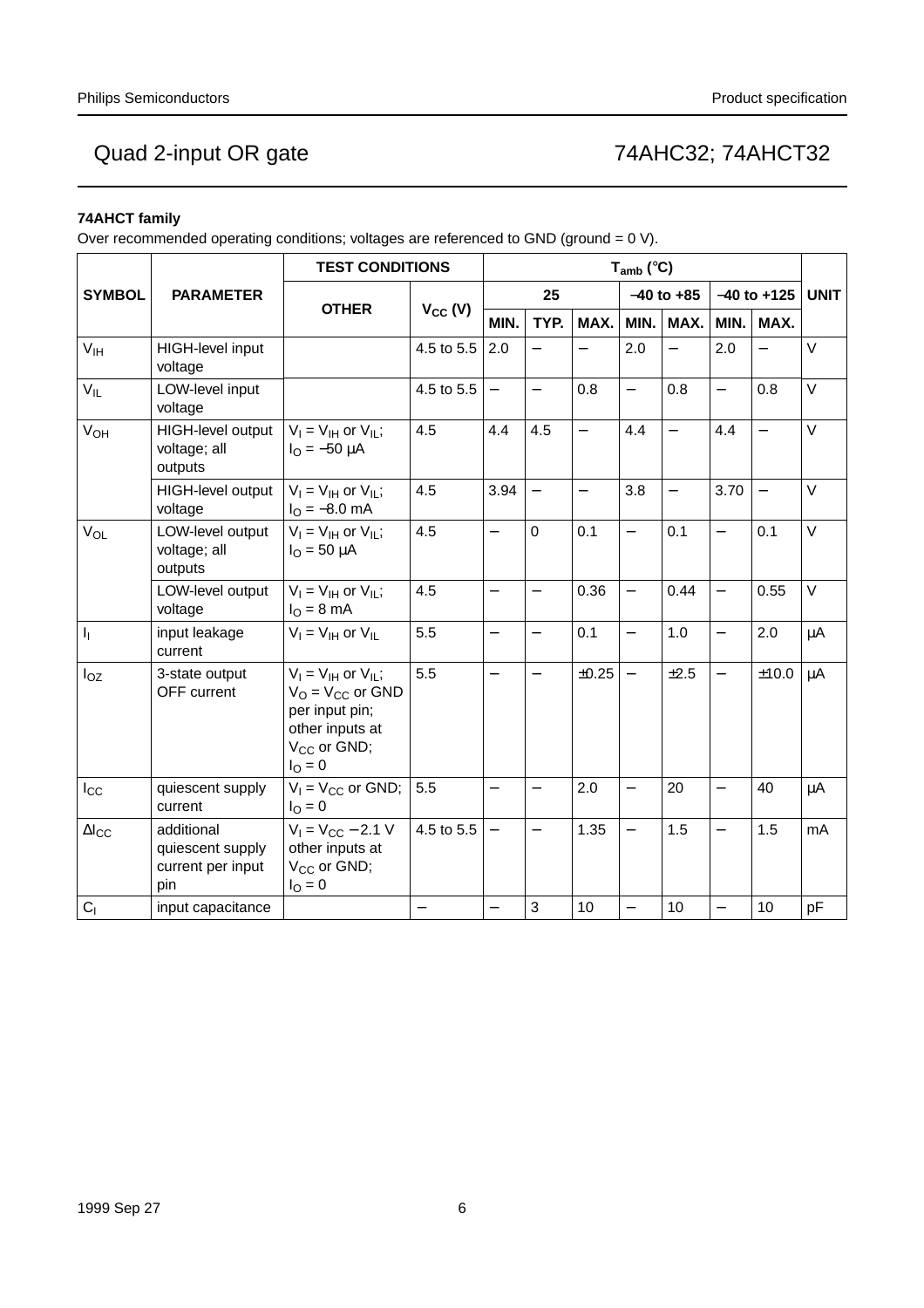**74AHCT family**

Over recommended operating conditions; voltages are referenced to GND (ground = 0 V).

| SYMBOL | PARAMETER | TEST CONDITIONS | | $T_{amb}$ (°C) | | | | | | | UNIT |
|---|---|---|---|---|---|---|---|---|---|---|---|
| | | OTHER | $V_{CC}$ (V) | 25 | | | −40 to +85 | | −40 to +125 | | |
| | | | | MIN. | TYP. | MAX. | MIN. | MAX. | MIN. | MAX. | |
| $V_{IH}$ | HIGH-level input voltage | | 4.5 to 5.5 | 2.0 | − | − | 2.0 | − | 2.0 | − | V |
| $V_{IL}$ | LOW-level input voltage | | 4.5 to 5.5 | − | − | 0.8 | − | 0.8 | − | 0.8 | V |
| $V_{OH}$ | HIGH-level output voltage; all outputs | $V_I = V_{IH}$ or $V_{IL}$; $I_O = -50$ μA | 4.5 | 4.4 | 4.5 | − | 4.4 | − | 4.4 | − | V |
| | HIGH-level output voltage | $V_I = V_{IH}$ or $V_{IL}$; $I_O = -8.0$ mA | 4.5 | 3.94 | − | − | 3.8 | − | 3.70 | − | V |
| $V_{OL}$ | LOW-level output voltage; all outputs | $V_I = V_{IH}$ or $V_{IL}$; $I_O = 50$ μA | 4.5 | − | 0 | 0.1 | − | 0.1 | − | 0.1 | V |
| | LOW-level output voltage | $V_I = V_{IH}$ or $V_{IL}$; $I_O = 8$ mA | 4.5 | − | − | 0.36 | − | 0.44 | − | 0.55 | V |
| $I_I$ | input leakage current | $V_I = V_{IH}$ or $V_{IL}$ | 5.5 | − | − | 0.1 | − | 1.0 | − | 2.0 | μA |
| $I_{OZ}$ | 3-state output OFF current | $V_I = V_{IH}$ or $V_{IL}$; $V_O = V_{CC}$ or GND per input pin; other inputs at $V_{CC}$ or GND; $I_O = 0$ | 5.5 | − | − | ±0.25 | − | ±2.5 | − | ±10.0 | μA |
| $I_{CC}$ | quiescent supply current | $V_I = V_{CC}$ or GND; $I_O = 0$ | 5.5 | − | − | 2.0 | − | 20 | − | 40 | μA |
| $\Delta I_{CC}$ | additional quiescent supply current per input pin | $V_I = V_{CC} - 2.1$ V other inputs at $V_{CC}$ or GND; $I_O = 0$ | 4.5 to 5.5 | − | − | 1.35 | − | 1.5 | − | 1.5 | mA |
| $C_I$ | input capacitance | | − | − | 3 | 10 | − | 10 | − | 10 | pF |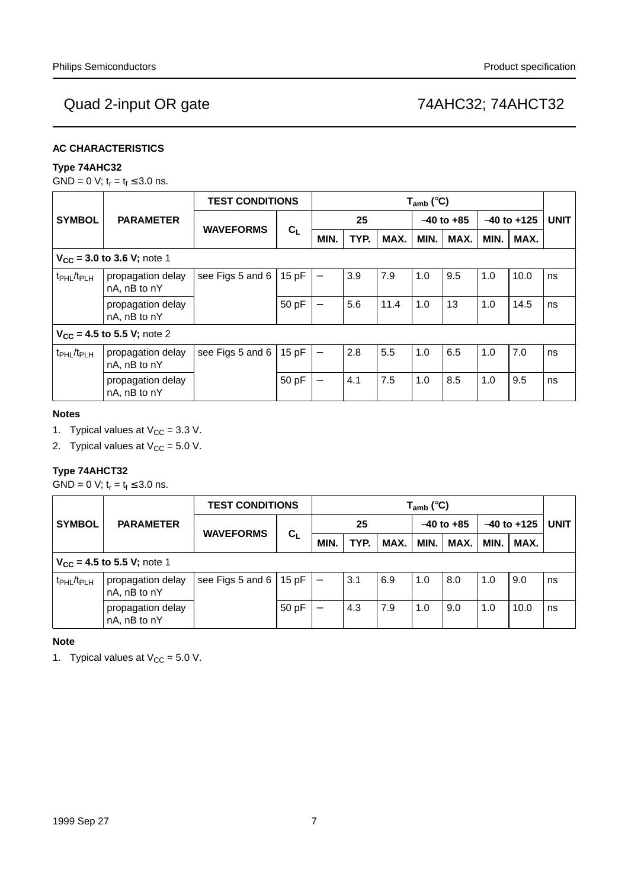Quad 2-input OR gate

74AHC32; 74AHCT32

## AC CHARACTERISTICS

### Type 74AHC32

GND = 0 V; $t_r = t_f \leq 3.0$ ns.

| SYMBOL | PARAMETER | TEST CONDITIONS | | $T_{amb}$ (°C) | | | | | | | UNIT |
|---|---|---|---|---|---|---|---|---|---|---|---|
| | | WAVEFORMS | $C_L$ | 25 | | | −40 to +85 | | −40 to +125 | | |
| | | | | MIN. | TYP. | MAX. | MIN. | MAX. | MIN. | MAX. | |
| **$V_{CC}$ = 3.0 to 3.6 V;** note 1 | | | | | | | | | | | |
| $t_{PHL}/t_{PLH}$ | propagation delay nA, nB to nY | see Figs 5 and 6 | 15 pF | − | 3.9 | 7.9 | 1.0 | 9.5 | 1.0 | 10.0 | ns |
| | propagation delay nA, nB to nY | | 50 pF | − | 5.6 | 11.4 | 1.0 | 13 | 1.0 | 14.5 | ns |
| **$V_{CC}$ = 4.5 to 5.5 V;** note 2 | | | | | | | | | | | |
| $t_{PHL}/t_{PLH}$ | propagation delay nA, nB to nY | see Figs 5 and 6 | 15 pF | − | 2.8 | 5.5 | 1.0 | 6.5 | 1.0 | 7.0 | ns |
| | propagation delay nA, nB to nY | | 50 pF | − | 4.1 | 7.5 | 1.0 | 8.5 | 1.0 | 9.5 | ns |

#### Notes

1. Typical values at $V_{CC}$ = 3.3 V.
2. Typical values at $V_{CC}$ = 5.0 V.

### Type 74AHCT32

GND = 0 V; $t_r = t_f \leq 3.0$ ns.

| SYMBOL | PARAMETER | TEST CONDITIONS | | $T_{amb}$ (°C) | | | | | | | UNIT |
|---|---|---|---|---|---|---|---|---|---|---|---|
| | | WAVEFORMS | $C_L$ | 25 | | | −40 to +85 | | −40 to +125 | | |
| | | | | MIN. | TYP. | MAX. | MIN. | MAX. | MIN. | MAX. | |
| **$V_{CC}$ = 4.5 to 5.5 V;** note 1 | | | | | | | | | | | |
| $t_{PHL}/t_{PLH}$ | propagation delay nA, nB to nY | see Figs 5 and 6 | 15 pF | − | 3.1 | 6.9 | 1.0 | 8.0 | 1.0 | 9.0 | ns |
| | propagation delay nA, nB to nY | | 50 pF | − | 4.3 | 7.9 | 1.0 | 9.0 | 1.0 | 10.0 | ns |

#### Note

1. Typical values at $V_{CC}$ = 5.0 V.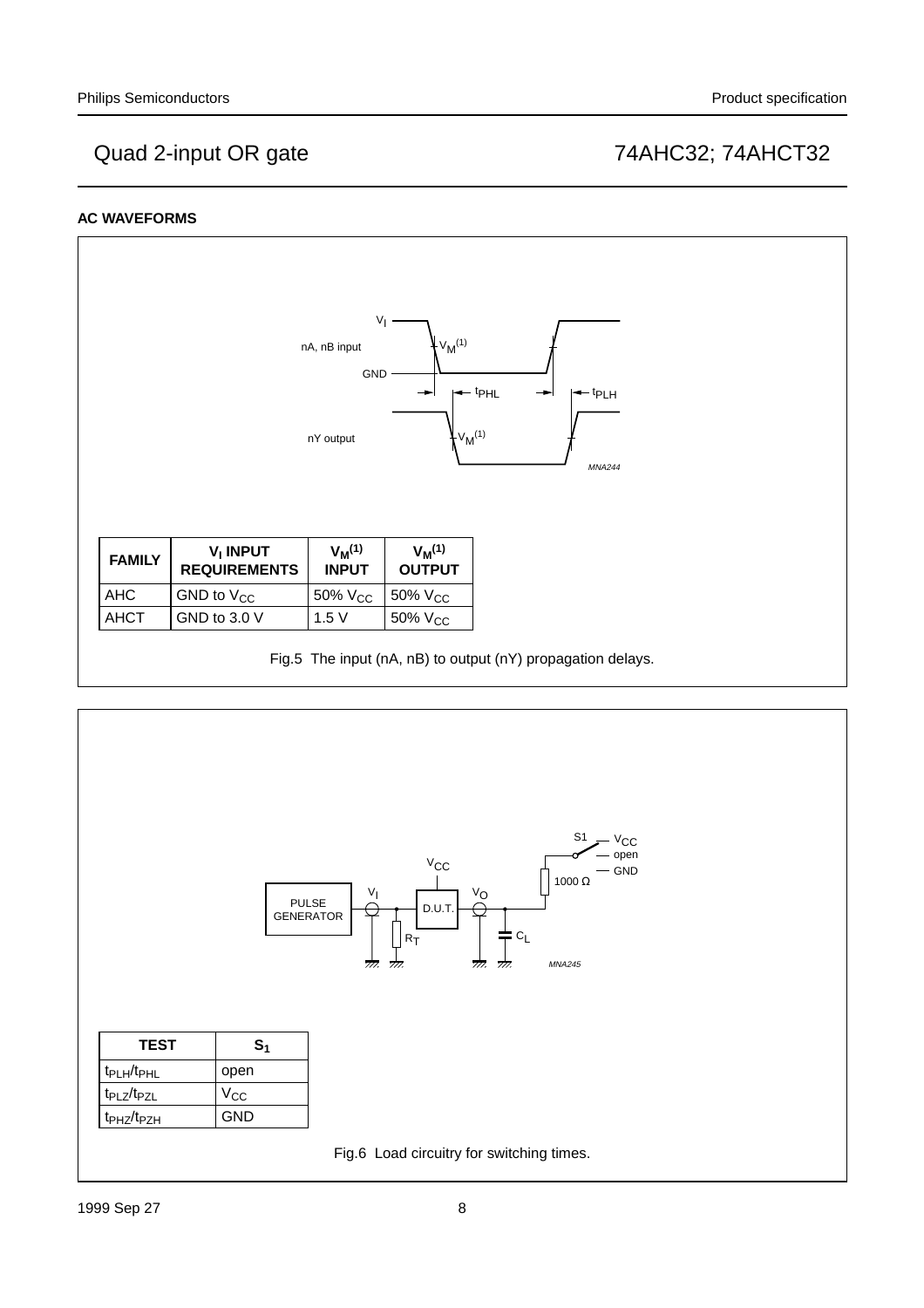### AC WAVEFORMS

| FAMILY | $V_I$ INPUT REQUIREMENTS | $V_M$[(1)] INPUT | $V_M$[(1)] OUTPUT |
|---|---|---|---|
| AHC | GND to $V_{CC}$ | 50% $V_{CC}$ | 50% $V_{CC}$ |
| AHCT | GND to 3.0 V | 1.5 V | 50% $V_{CC}$ |

Fig.5 The input (nA, nB) to output (nY) propagation delays.

| TEST | $S_1$ |
|---|---|
| $t_{PLH}/t_{PHL}$ | open |
| $t_{PLZ}/t_{PZL}$ | $V_{CC}$ |
| $t_{PHZ}/t_{PZH}$ | GND |

Fig.6 Load circuitry for switching times.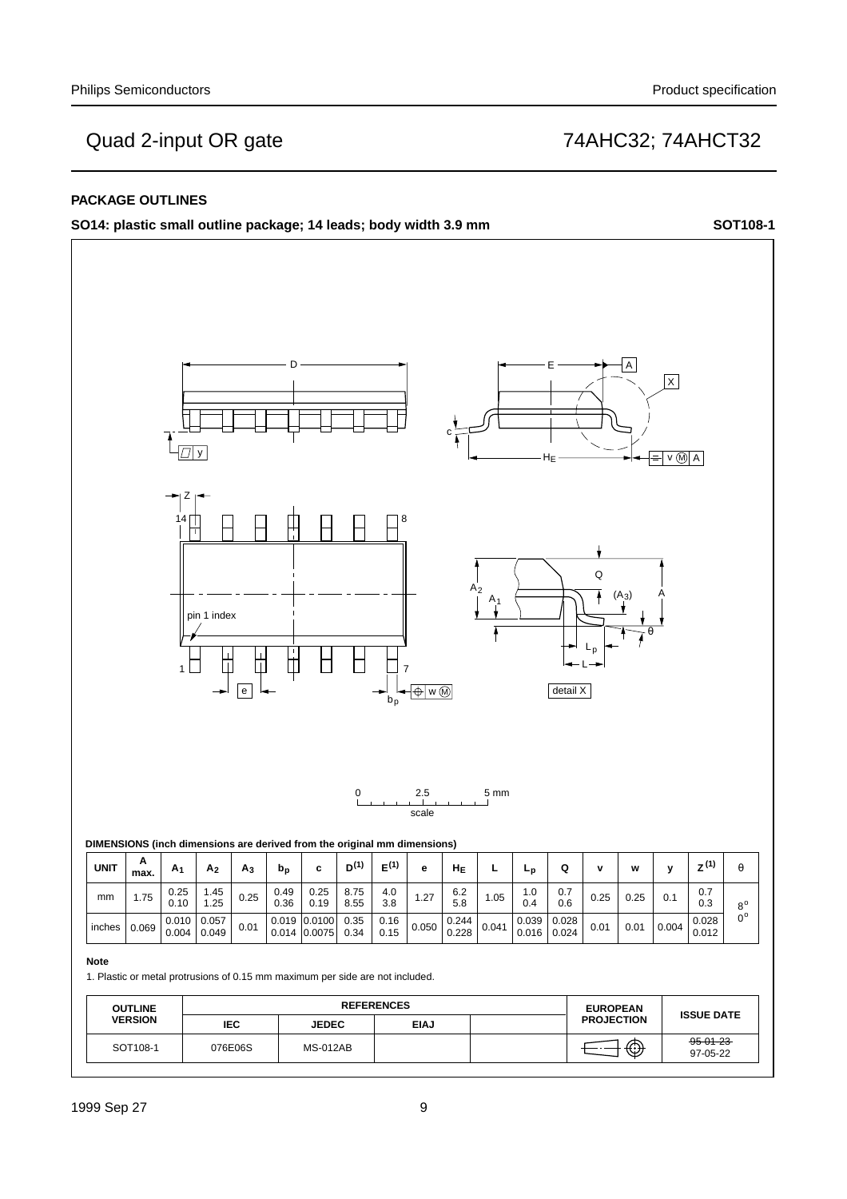## PACKAGE OUTLINES

**SO14: plastic small outline package; 14 leads; body width 3.9 mm** **SOT108-1**

**DIMENSIONS (inch dimensions are derived from the original mm dimensions)**

| UNIT | A max. | $A_1$ | $A_2$ | $A_3$ | $b_p$ | c | $D^{(1)}$ | $E^{(1)}$ | e | $H_E$ | L | $L_p$ | Q | v | w | y | $Z^{(1)}$ | θ |
|---|---|---|---|---|---|---|---|---|---|---|---|---|---|---|---|---|---|---|
| mm | 1.75 | 0.25<br>0.10 | 1.45<br>1.25 | 0.25 | 0.49<br>0.36 | 0.25<br>0.19 | 8.75<br>8.55 | 4.0<br>3.8 | 1.27 | 6.2<br>5.8 | 1.05 | 1.0<br>0.4 | 0.7<br>0.6 | 0.25 | 0.25 | 0.1 | 0.7<br>0.3 | 8°<br>0° |
| inches | 0.069 | 0.010<br>0.004 | 0.057<br>0.049 | 0.01 | 0.019<br>0.014 | 0.0100<br>0.0075 | 0.35<br>0.34 | 0.16<br>0.15 | 0.050 | 0.244<br>0.228 | 0.041 | 0.039<br>0.016 | 0.028<br>0.024 | 0.01 | 0.01 | 0.004 | 0.028<br>0.012 | |

**Note**

1. Plastic or metal protrusions of 0.15 mm maximum per side are not included.

| OUTLINE VERSION | REFERENCES | | | | EUROPEAN PROJECTION | ISSUE DATE |
|---|---|---|---|---|---|---|
| | IEC | JEDEC | EIAJ | | | |
| SOT108-1 | 076E06S | MS-012AB | | | | ~~95-01-23~~<br>97-05-22 |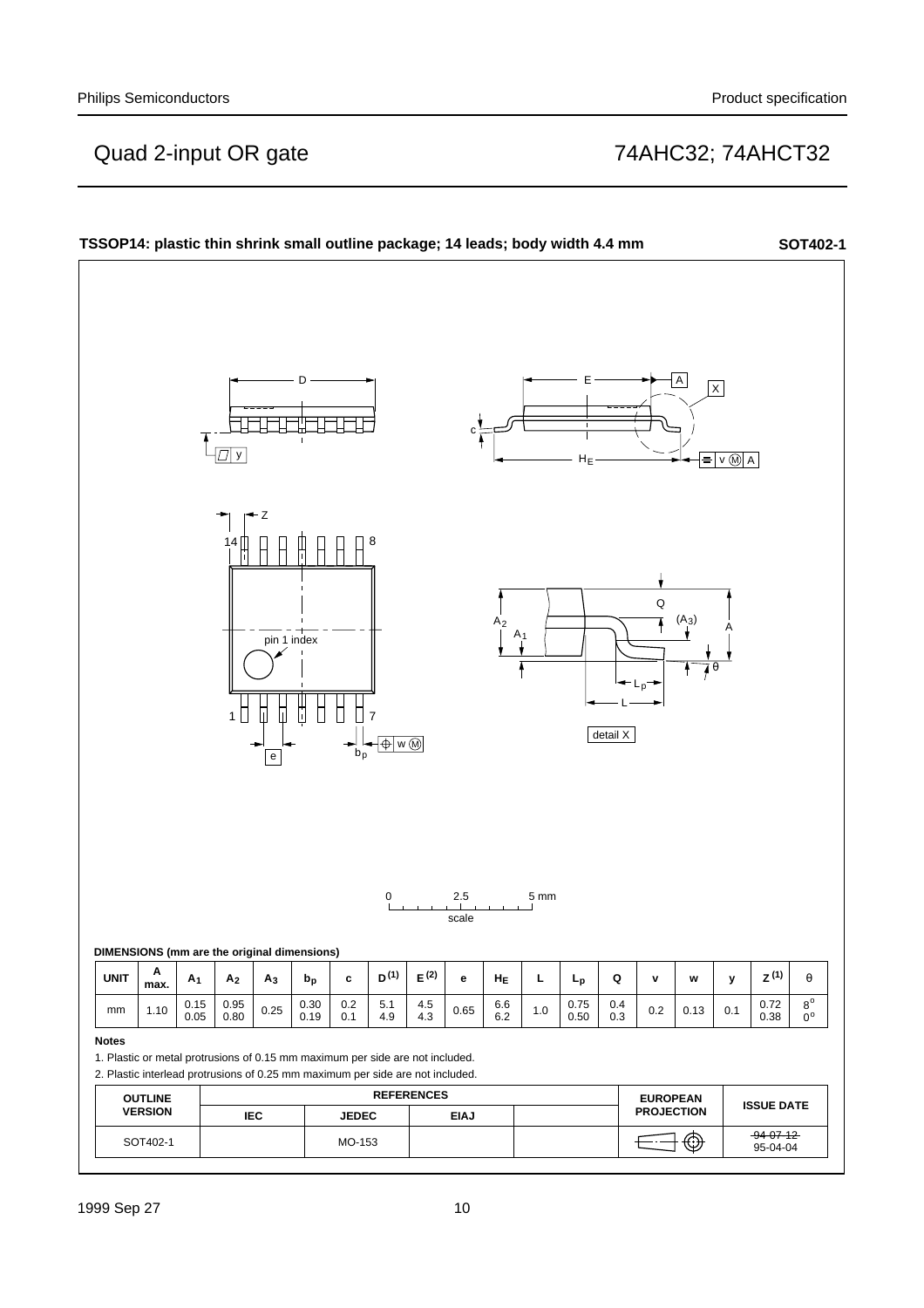**TSSOP14: plastic thin shrink small outline package; 14 leads; body width 4.4 mm** **SOT402-1**

DIMENSIONS (mm are the original dimensions)

| UNIT | A max. | $A_1$ | $A_2$ | $A_3$ | $b_p$ | c | $D^{(1)}$ | $E^{(2)}$ | e | $H_E$ | L | $L_p$ | Q | v | w | y | $Z^{(1)}$ | θ |
|---|---|---|---|---|---|---|---|---|---|---|---|---|---|---|---|---|---|---|
| mm | 1.10 | 0.15<br>0.05 | 0.95<br>0.80 | 0.25 | 0.30<br>0.19 | 0.2<br>0.1 | 5.1<br>4.9 | 4.5<br>4.3 | 0.65 | 6.6<br>6.2 | 1.0 | 0.75<br>0.50 | 0.4<br>0.3 | 0.2 | 0.13 | 0.1 | 0.72<br>0.38 | 8°<br>0° |

**Notes**

1. Plastic or metal protrusions of 0.15 mm maximum per side are not included.
2. Plastic interlead protrusions of 0.25 mm maximum per side are not included.

| OUTLINE VERSION | REFERENCES | | | | EUROPEAN PROJECTION | ISSUE DATE |
|---|---|---|---|---|---|---|
| | IEC | JEDEC | EIAJ | | | |
| SOT402-1 | | MO-153 | | | | ~~94-07-12~~<br>95-04-04 |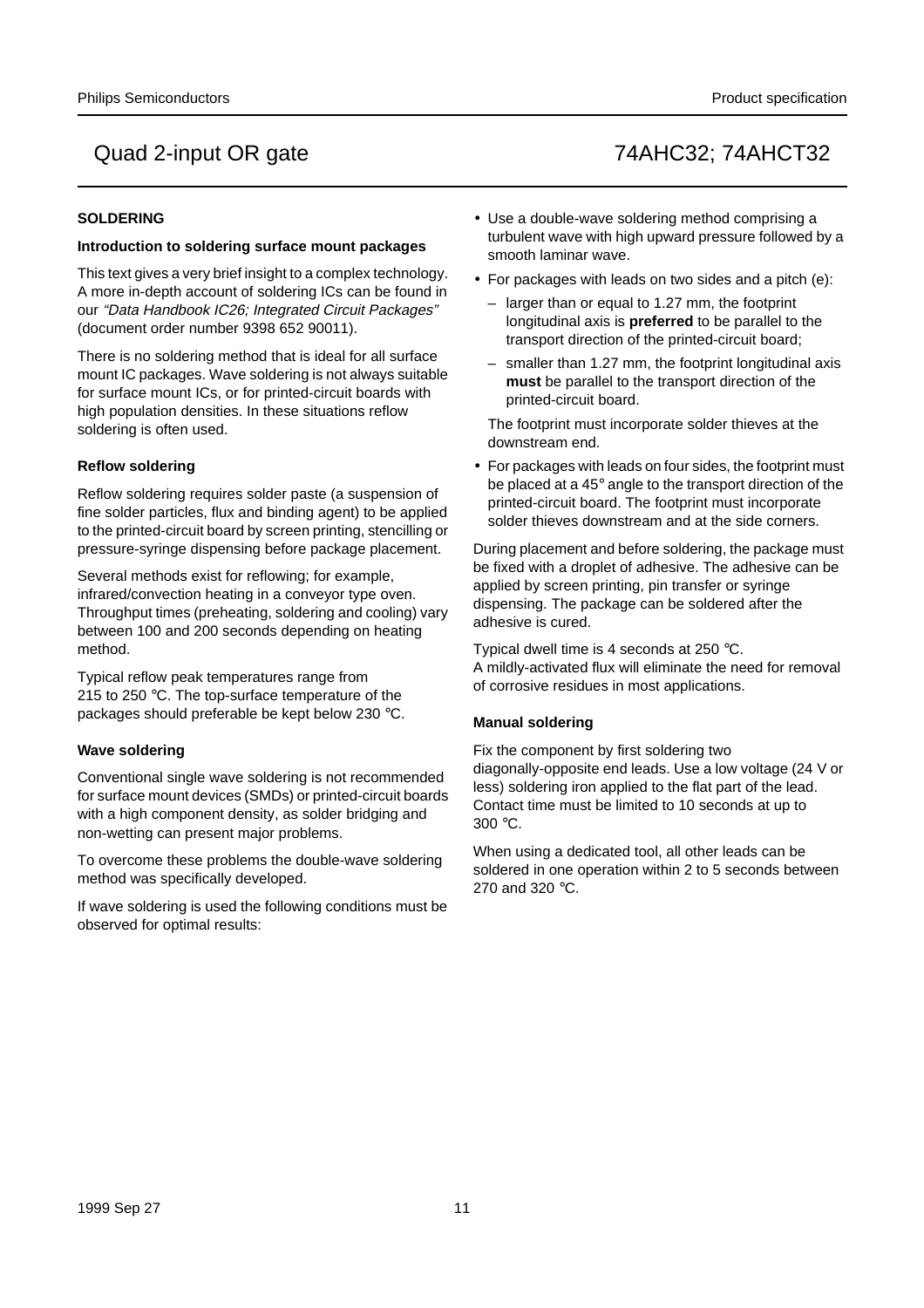## SOLDERING

### Introduction to soldering surface mount packages

This text gives a very brief insight to a complex technology. A more in-depth account of soldering ICs can be found in our *"Data Handbook IC26; Integrated Circuit Packages"* (document order number 9398 652 90011).

There is no soldering method that is ideal for all surface mount IC packages. Wave soldering is not always suitable for surface mount ICs, or for printed-circuit boards with high population densities. In these situations reflow soldering is often used.

### Reflow soldering

Reflow soldering requires solder paste (a suspension of fine solder particles, flux and binding agent) to be applied to the printed-circuit board by screen printing, stencilling or pressure-syringe dispensing before package placement.

Several methods exist for reflowing; for example, infrared/convection heating in a conveyor type oven. Throughput times (preheating, soldering and cooling) vary between 100 and 200 seconds depending on heating method.

Typical reflow peak temperatures range from 215 to 250 °C. The top-surface temperature of the packages should preferable be kept below 230 °C.

### Wave soldering

Conventional single wave soldering is not recommended for surface mount devices (SMDs) or printed-circuit boards with a high component density, as solder bridging and non-wetting can present major problems.

To overcome these problems the double-wave soldering method was specifically developed.

If wave soldering is used the following conditions must be observed for optimal results:

- Use a double-wave soldering method comprising a turbulent wave with high upward pressure followed by a smooth laminar wave.
- For packages with leads on two sides and a pitch (e):
  - larger than or equal to 1.27 mm, the footprint longitudinal axis is **preferred** to be parallel to the transport direction of the printed-circuit board;
  - smaller than 1.27 mm, the footprint longitudinal axis **must** be parallel to the transport direction of the printed-circuit board.

  The footprint must incorporate solder thieves at the downstream end.
- For packages with leads on four sides, the footprint must be placed at a 45° angle to the transport direction of the printed-circuit board. The footprint must incorporate solder thieves downstream and at the side corners.

During placement and before soldering, the package must be fixed with a droplet of adhesive. The adhesive can be applied by screen printing, pin transfer or syringe dispensing. The package can be soldered after the adhesive is cured.

Typical dwell time is 4 seconds at 250 °C.
A mildly-activated flux will eliminate the need for removal of corrosive residues in most applications.

### Manual soldering

Fix the component by first soldering two diagonally-opposite end leads. Use a low voltage (24 V or less) soldering iron applied to the flat part of the lead. Contact time must be limited to 10 seconds at up to 300 °C.

When using a dedicated tool, all other leads can be soldered in one operation within 2 to 5 seconds between 270 and 320 °C.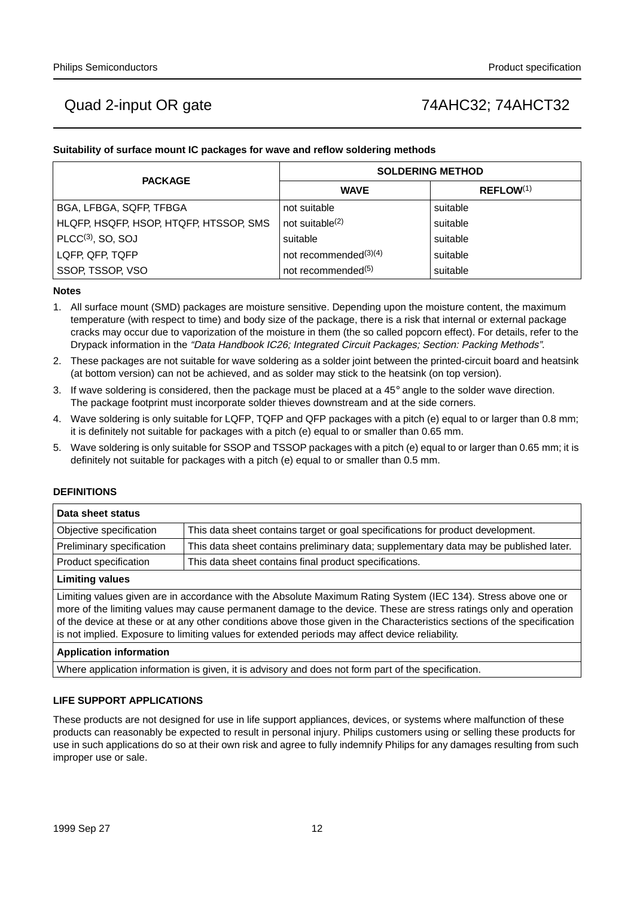#### Suitability of surface mount IC packages for wave and reflow soldering methods

| PACKAGE | SOLDERING METHOD | |
|---|---|---|
| | WAVE | REFLOW[1] |
| BGA, LFBGA, SQFP, TFBGA | not suitable | suitable |
| HLQFP, HSQFP, HSOP, HTQFP, HTSSOP, SMS | not suitable[2] | suitable |
| PLCC[3], SO, SOJ | suitable | suitable |
| LQFP, QFP, TQFP | not recommended[3][4] | suitable |
| SSOP, TSSOP, VSO | not recommended[5] | suitable |

**Notes**

1. All surface mount (SMD) packages are moisture sensitive. Depending upon the moisture content, the maximum temperature (with respect to time) and body size of the package, there is a risk that internal or external package cracks may occur due to vaporization of the moisture in them (the so called popcorn effect). For details, refer to the Drypack information in the *"Data Handbook IC26; Integrated Circuit Packages; Section: Packing Methods"*.
2. These packages are not suitable for wave soldering as a solder joint between the printed-circuit board and heatsink (at bottom version) can not be achieved, and as solder may stick to the heatsink (on top version).
3. If wave soldering is considered, then the package must be placed at a 45° angle to the solder wave direction. The package footprint must incorporate solder thieves downstream and at the side corners.
4. Wave soldering is only suitable for LQFP, TQFP and QFP packages with a pitch (e) equal to or larger than 0.8 mm; it is definitely not suitable for packages with a pitch (e) equal to or smaller than 0.65 mm.
5. Wave soldering is only suitable for SSOP and TSSOP packages with a pitch (e) equal to or larger than 0.65 mm; it is definitely not suitable for packages with a pitch (e) equal to or smaller than 0.5 mm.

## DEFINITIONS

| Data sheet status | |
|---|---|
| Objective specification | This data sheet contains target or goal specifications for product development. |
| Preliminary specification | This data sheet contains preliminary data; supplementary data may be published later. |
| Product specification | This data sheet contains final product specifications. |
| **Limiting values** | |
| Limiting values given are in accordance with the Absolute Maximum Rating System (IEC 134). Stress above one or more of the limiting values may cause permanent damage to the device. These are stress ratings only and operation of the device at these or at any other conditions above those given in the Characteristics sections of the specification is not implied. Exposure to limiting values for extended periods may affect device reliability. | |
| **Application information** | |
| Where application information is given, it is advisory and does not form part of the specification. | |

## LIFE SUPPORT APPLICATIONS

These products are not designed for use in life support appliances, devices, or systems where malfunction of these products can reasonably be expected to result in personal injury. Philips customers using or selling these products for use in such applications do so at their own risk and agree to fully indemnify Philips for any damages resulting from such improper use or sale.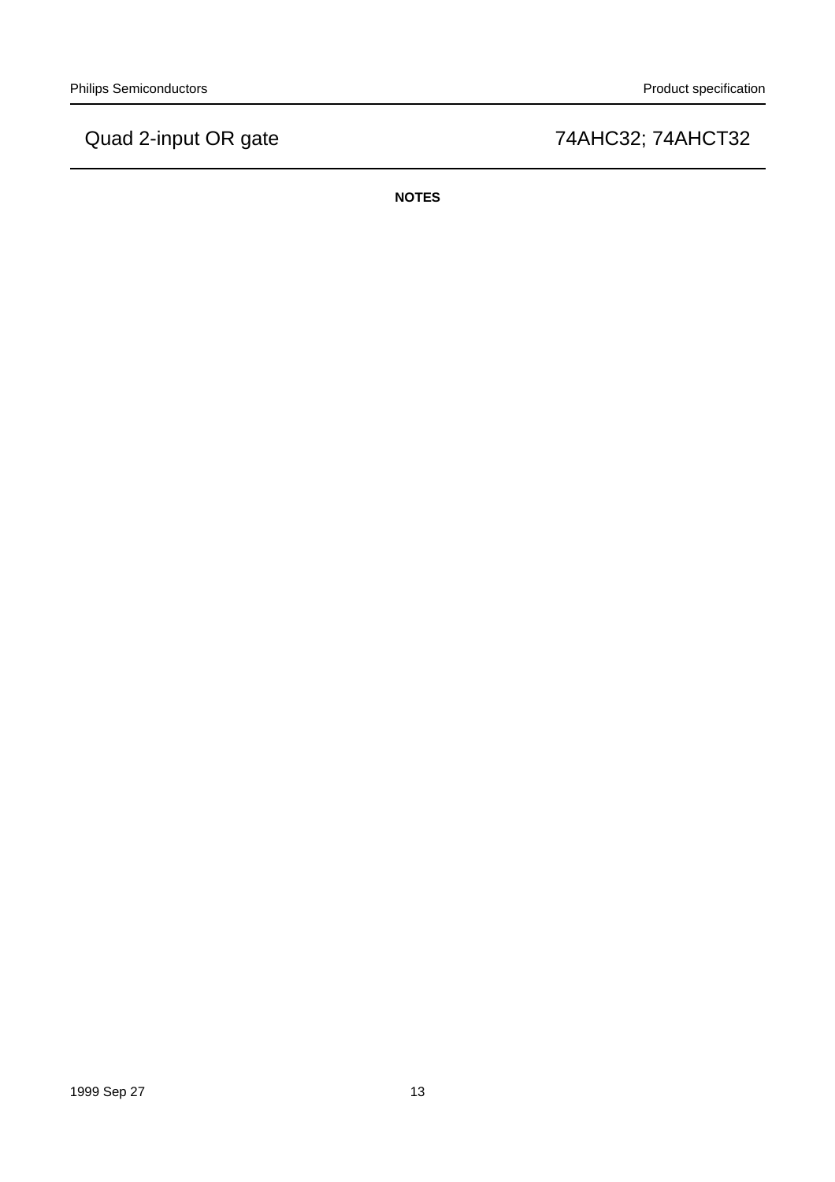**NOTES**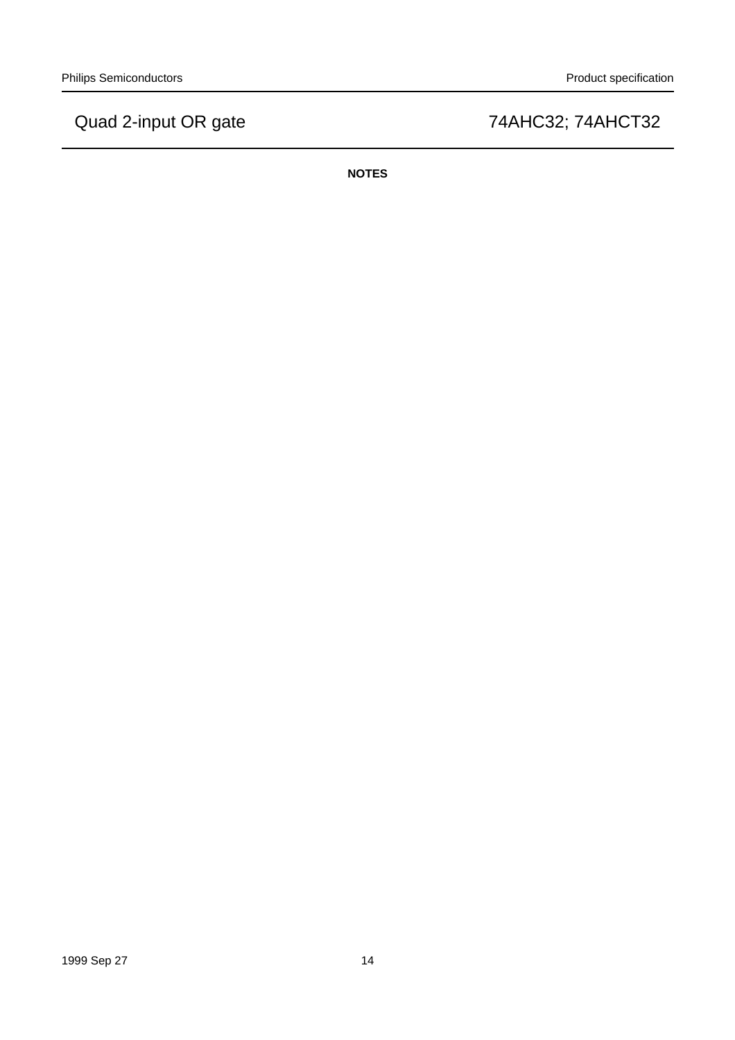**NOTES**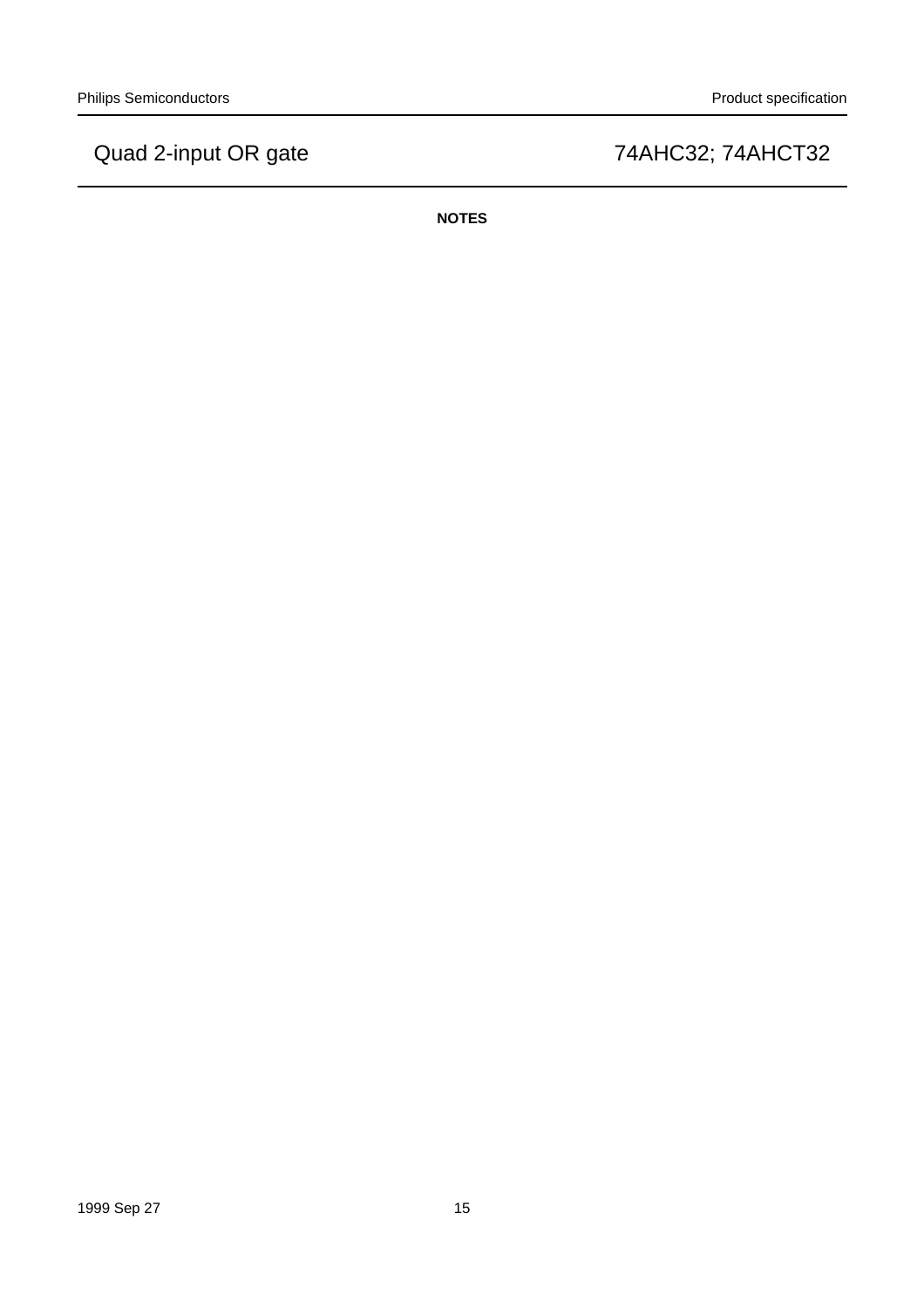**NOTES**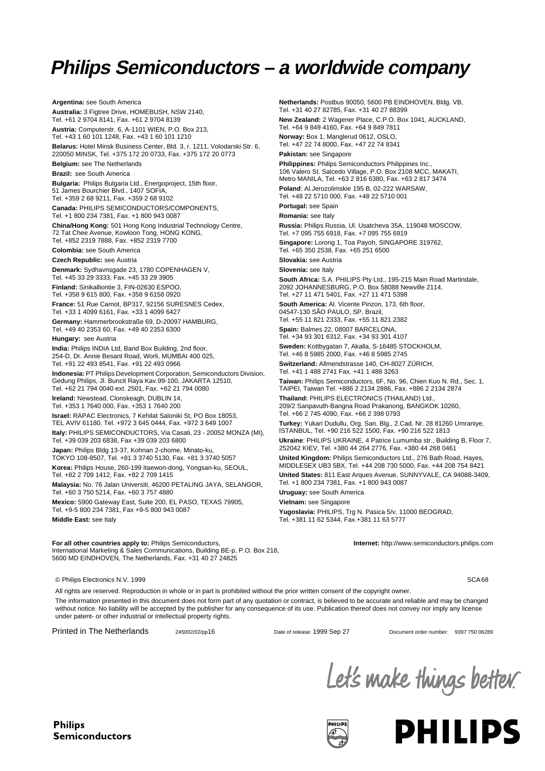# Philips Semiconductors – a worldwide company

**Argentina:** see South America

**Australia:** 3 Figtree Drive, HOMEBUSH, NSW 2140, Tel. +61 2 9704 8141, Fax. +61 2 9704 8139

**Austria:** Computerstr. 6, A-1101 WIEN, P.O. Box 213, Tel. +43 1 60 101 1248, Fax. +43 1 60 101 1210

**Belarus:** Hotel Minsk Business Center, Bld. 3, r. 1211, Volodarski Str. 6, 220050 MINSK, Tel. +375 172 20 0733, Fax. +375 172 20 0773

**Belgium:** see The Netherlands

**Brazil:** see South America

**Bulgaria:** Philips Bulgaria Ltd., Energoproject, 15th floor, 51 James Bourchier Blvd., 1407 SOFIA, Tel. +359 2 68 9211, Fax. +359 2 68 9102

**Canada:** PHILIPS SEMICONDUCTORS/COMPONENTS, Tel. +1 800 234 7381, Fax. +1 800 943 0087

**China/Hong Kong:** 501 Hong Kong Industrial Technology Centre, 72 Tat Chee Avenue, Kowloon Tong, HONG KONG, Tel. +852 2319 7888, Fax. +852 2319 7700

**Colombia:** see South America

**Czech Republic:** see Austria

**Denmark:** Sydhavnsgade 23, 1780 COPENHAGEN V, Tel. +45 33 29 3333, Fax. +45 33 29 3905

**Finland:** Sinikalliontie 3, FIN-02630 ESPOO, Tel. +358 9 615 800, Fax. +358 9 6158 0920

**France:** 51 Rue Carnot, BP317, 92156 SURESNES Cedex, Tel. +33 1 4099 6161, Fax. +33 1 4099 6427

**Germany:** Hammerbrookstraße 69, D-20097 HAMBURG, Tel. +49 40 2353 60, Fax. +49 40 2353 6300

**Hungary:** see Austria

**India:** Philips INDIA Ltd, Band Box Building, 2nd floor, 254-D, Dr. Annie Besant Road, Worli, MUMBAI 400 025, Tel. +91 22 493 8541, Fax. +91 22 493 0966

**Indonesia:** PT Philips Development Corporation, Semiconductors Division, Gedung Philips, Jl. Buncit Raya Kav.99-100, JAKARTA 12510, Tel. +62 21 794 0040 ext. 2501, Fax. +62 21 794 0080

**Ireland:** Newstead, Clonskeagh, DUBLIN 14, Tel. +353 1 7640 000, Fax. +353 1 7640 200

**Israel:** RAPAC Electronics, 7 Kehilat Saloniki St, PO Box 18053, TEL AVIV 61180, Tel. +972 3 645 0444, Fax. +972 3 649 1007

**Italy:** PHILIPS SEMICONDUCTORS, Via Casati, 23 - 20052 MONZA (MI), Tel. +39 039 203 6838, Fax +39 039 203 6800

**Japan:** Philips Bldg 13-37, Kohnan 2-chome, Minato-ku, TOKYO 108-8507, Tel. +81 3 3740 5130, Fax. +81 3 3740 5057

**Korea:** Philips House, 260-199 Itaewon-dong, Yongsan-ku, SEOUL, Tel. +82 2 709 1412, Fax. +82 2 709 1415

**Malaysia:** No. 76 Jalan Universiti, 46200 PETALING JAYA, SELANGOR, Tel. +60 3 750 5214, Fax. +60 3 757 4880

**Mexico:** 5900 Gateway East, Suite 200, EL PASO, TEXAS 79905, Tel. +9-5 800 234 7381, Fax +9-5 800 943 0087

**Middle East:** see Italy

**Netherlands:** Postbus 90050, 5600 PB EINDHOVEN, Bldg. VB, Tel. +31 40 27 82785, Fax. +31 40 27 88399

**New Zealand:** 2 Wagener Place, C.P.O. Box 1041, AUCKLAND, Tel. +64 9 849 4160, Fax. +64 9 849 7811

**Norway:** Box 1, Manglerud 0612, OSLO, Tel. +47 22 74 8000, Fax. +47 22 74 8341

**Pakistan:** see Singapore

**Philippines:** Philips Semiconductors Philippines Inc., 106 Valero St. Salcedo Village, P.O. Box 2108 MCC, MAKATI, Metro MANILA, Tel. +63 2 816 6380, Fax. +63 2 817 3474

**Poland**: Al.Jerozolimskie 195 B, 02-222 WARSAW, Tel. +48 22 5710 000, Fax. +48 22 5710 001

**Portugal:** see Spain

**Romania:** see Italy

**Russia:** Philips Russia, Ul. Usatcheva 35A, 119048 MOSCOW, Tel. +7 095 755 6918, Fax. +7 095 755 6919

**Singapore:** Lorong 1, Toa Payoh, SINGAPORE 319762, Tel. +65 350 2538, Fax. +65 251 6500

**Slovakia:** see Austria

**Slovenia:** see Italy

**South Africa:** S.A. PHILIPS Pty Ltd., 195-215 Main Road Martindale, 2092 JOHANNESBURG, P.O. Box 58088 Newville 2114, Tel. +27 11 471 5401, Fax. +27 11 471 5398

**South America:** Al. Vicente Pinzon, 173, 6th floor, 04547-130 SÃO PAULO, SP, Brazil, Tel. +55 11 821 2333, Fax. +55 11 821 2382

**Spain:** Balmes 22, 08007 BARCELONA, Tel. +34 93 301 6312, Fax. +34 93 301 4107

**Sweden:** Kottbygatan 7, Akalla, S-16485 STOCKHOLM, Tel. +46 8 5985 2000, Fax. +46 8 5985 2745

**Switzerland:** Allmendstrasse 140, CH-8027 ZÜRICH, Tel. +41 1 488 2741 Fax. +41 1 488 3263

**Taiwan:** Philips Semiconductors, 6F, No. 96, Chien Kuo N. Rd., Sec. 1, TAIPEI, Taiwan Tel. +886 2 2134 2886, Fax. +886 2 2134 2874

**Thailand:** PHILIPS ELECTRONICS (THAILAND) Ltd., 209/2 Sanpavuth-Bangna Road Prakanong, BANGKOK 10260, Tel. +66 2 745 4090, Fax. +66 2 398 0793

**Turkey:** Yukari Dudullu, Org. San. Blg., 2.Cad. Nr. 28 81260 Umraniye, ISTANBUL, Tel. +90 216 522 1500, Fax. +90 216 522 1813

**Ukraine**: PHILIPS UKRAINE, 4 Patrice Lumumba str., Building B, Floor 7, 252042 KIEV, Tel. +380 44 264 2776, Fax. +380 44 268 0461

**United Kingdom:** Philips Semiconductors Ltd., 276 Bath Road, Hayes, MIDDLESEX UB3 5BX, Tel. +44 208 730 5000, Fax. +44 208 754 8421

**United States:** 811 East Arques Avenue, SUNNYVALE, CA 94088-3409, Tel. +1 800 234 7381, Fax. +1 800 943 0087

**Uruguay:** see South America

**Vietnam:** see Singapore

**Yugoslavia:** PHILIPS, Trg N. Pasica 5/v, 11000 BEOGRAD, Tel. +381 11 62 5344, Fax.+381 11 63 5777

**For all other countries apply to:** Philips Semiconductors, International Marketing & Sales Communications, Building BE-p, P.O. Box 218, 5600 MD EINDHOVEN, The Netherlands, Fax. +31 40 27 24825

**Internet:** http://www.semiconductors.philips.com

© Philips Electronics N.V. 1999 SCA68

All rights are reserved. Reproduction in whole or in part is prohibited without the prior written consent of the copyright owner.

The information presented in this document does not form part of any quotation or contract, is believed to be accurate and reliable and may be changed without notice. No liability will be accepted by the publisher for any consequence of its use. Publication thereof does not convey nor imply any license under patent- or other industrial or intellectual property rights.

Printed in The Netherlands 245002/02/pp16 Date of release: 1999 Sep 27 Document order number: 9397 750 06289

Let's make things better.

Philips Semiconductors

PHILIPS